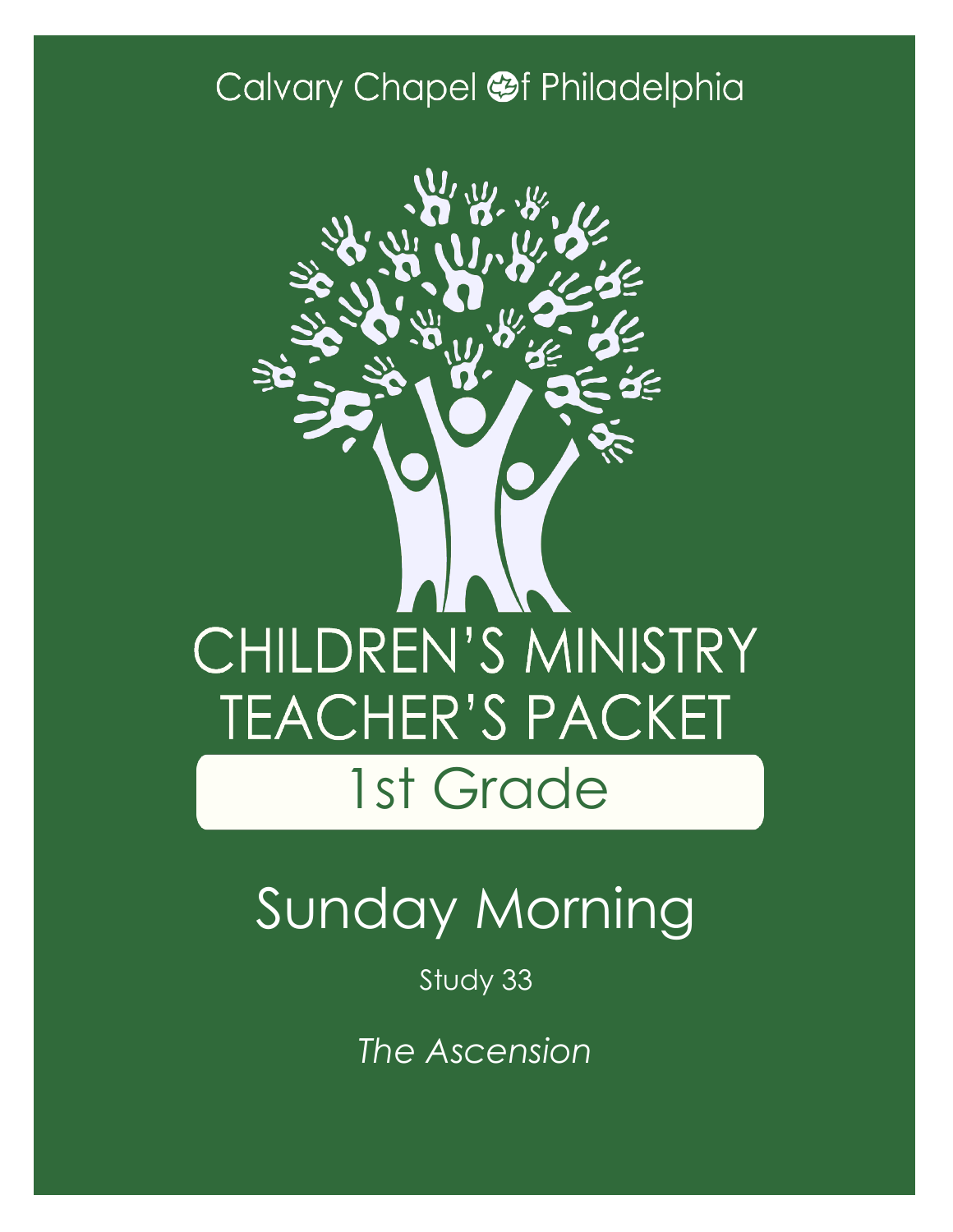Calvary Chapel of Philadelphia

# CHILDREN'S MINISTRY TEACHER'S PACKET

## 1st Grade

# Sunday Morning

Study 33

*The Ascension*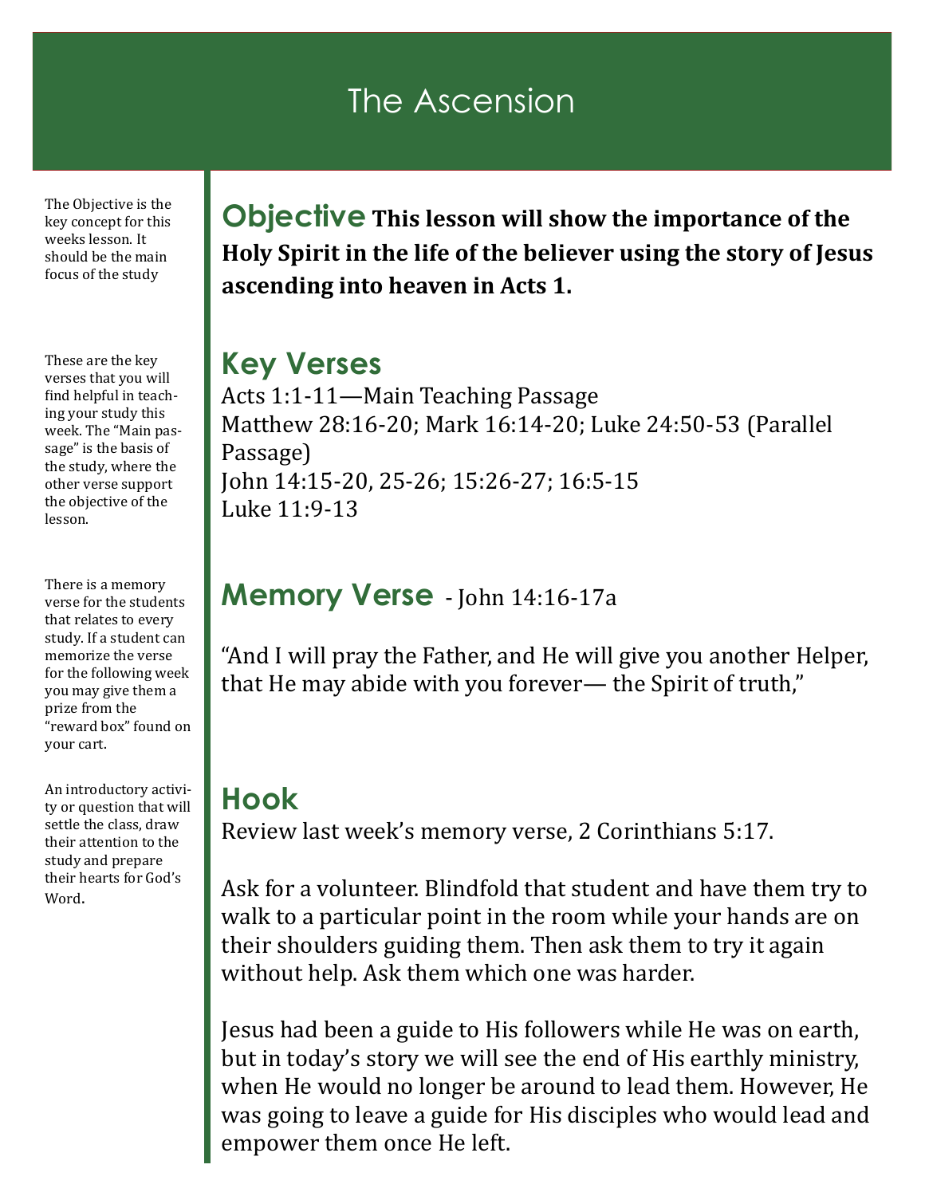# The Ascension

*The Objective is the key concept for this weeks lesson. It should be the main focus of the study*

## Objective

**This lesson will show the importance of the Holy Spirit in the life of the believer using the story of Jesus ascending into heaven in Acts 1.**

*These are the key verses that you will find helpful in teaching your study this week. The "Main passage" is the basis of the study, where the other verse support the objective of the lesson.*

## Key Verses

Acts 1:1-11—Main Teaching Passage
Matthew 28:16-20; Mark 16:14-20; Luke 24:50-53 (Parallel Passage)
John 14:15-20, 25-26; 15:26-27; 16:5-15
Luke 11:9-13

*There is a memory verse for the students that relates to every study. If a student can memorize the verse for the following week you may give them a prize from the "reward box" found on your cart.*

## Memory Verse - John 14:16-17a

"And I will pray the Father, and He will give you another Helper, that He may abide with you forever— the Spirit of truth,"

*An introductory activity or question that will settle the class, draw their attention to the study and prepare their hearts for God's Word.*

## Hook

Review last week's memory verse, 2 Corinthians 5:17.

Ask for a volunteer. Blindfold that student and have them try to walk to a particular point in the room while your hands are on their shoulders guiding them. Then ask them to try it again without help. Ask them which one was harder.

Jesus had been a guide to His followers while He was on earth, but in today's story we will see the end of His earthly ministry, when He would no longer be around to lead them. However, He was going to leave a guide for His disciples who would lead and empower them once He left.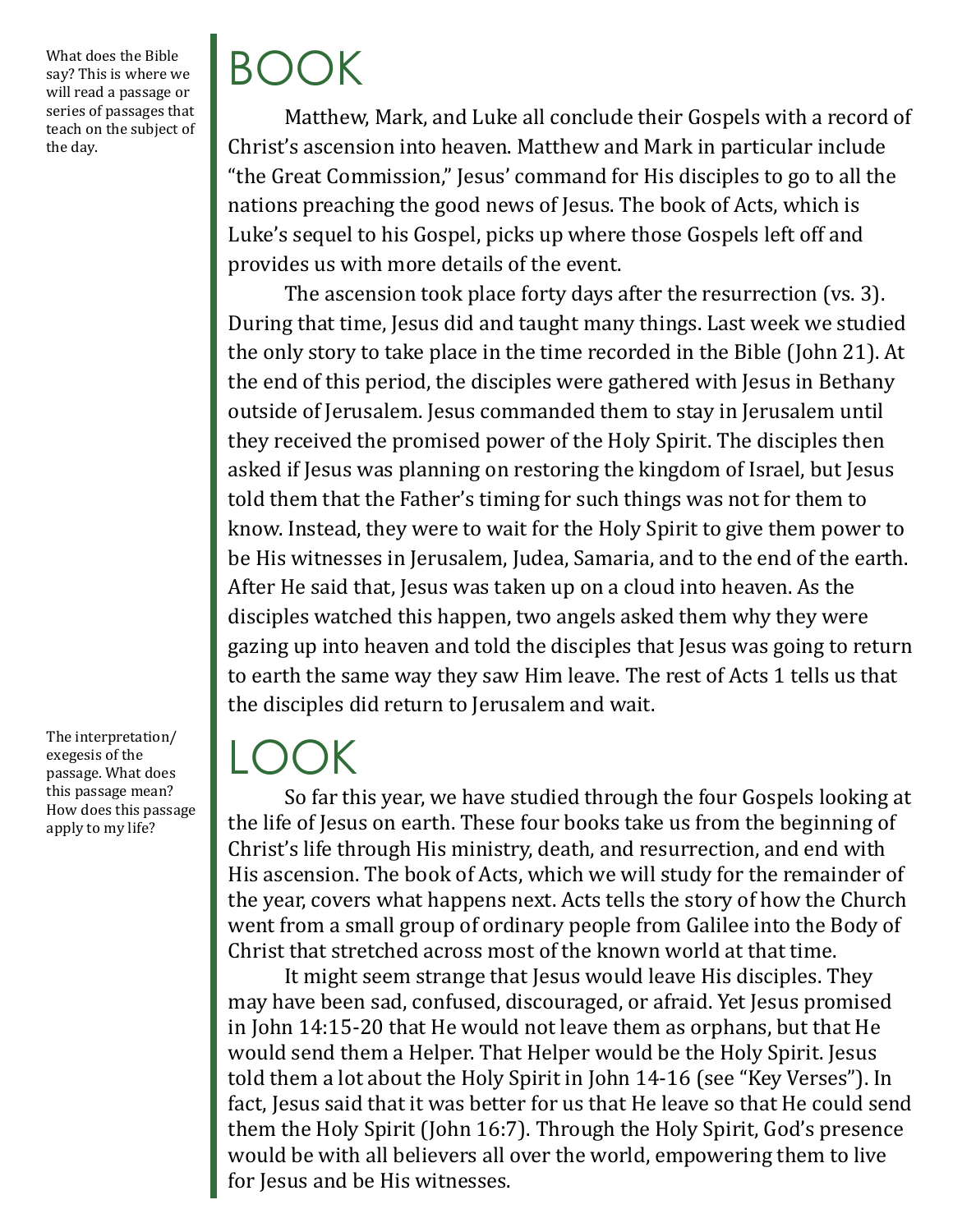What does the Bible say? This is where we will read a passage or series of passages that teach on the subject of the day.

# BOOK

Matthew, Mark, and Luke all conclude their Gospels with a record of Christ's ascension into heaven. Matthew and Mark in particular include "the Great Commission," Jesus' command for His disciples to go to all the nations preaching the good news of Jesus. The book of Acts, which is Luke's sequel to his Gospel, picks up where those Gospels left off and provides us with more details of the event.

The ascension took place forty days after the resurrection (vs. 3). During that time, Jesus did and taught many things. Last week we studied the only story to take place in the time recorded in the Bible (John 21). At the end of this period, the disciples were gathered with Jesus in Bethany outside of Jerusalem. Jesus commanded them to stay in Jerusalem until they received the promised power of the Holy Spirit. The disciples then asked if Jesus was planning on restoring the kingdom of Israel, but Jesus told them that the Father's timing for such things was not for them to know. Instead, they were to wait for the Holy Spirit to give them power to be His witnesses in Jerusalem, Judea, Samaria, and to the end of the earth. After He said that, Jesus was taken up on a cloud into heaven. As the disciples watched this happen, two angels asked them why they were gazing up into heaven and told the disciples that Jesus was going to return to earth the same way they saw Him leave. The rest of Acts 1 tells us that the disciples did return to Jerusalem and wait.

The interpretation/exegesis of the passage. What does this passage mean? How does this passage apply to my life?

# LOOK

So far this year, we have studied through the four Gospels looking at the life of Jesus on earth. These four books take us from the beginning of Christ's life through His ministry, death, and resurrection, and end with His ascension. The book of Acts, which we will study for the remainder of the year, covers what happens next. Acts tells the story of how the Church went from a small group of ordinary people from Galilee into the Body of Christ that stretched across most of the known world at that time.

It might seem strange that Jesus would leave His disciples. They may have been sad, confused, discouraged, or afraid. Yet Jesus promised in John 14:15-20 that He would not leave them as orphans, but that He would send them a Helper. That Helper would be the Holy Spirit. Jesus told them a lot about the Holy Spirit in John 14-16 (see "Key Verses"). In fact, Jesus said that it was better for us that He leave so that He could send them the Holy Spirit (John 16:7). Through the Holy Spirit, God's presence would be with all believers all over the world, empowering them to live for Jesus and be His witnesses.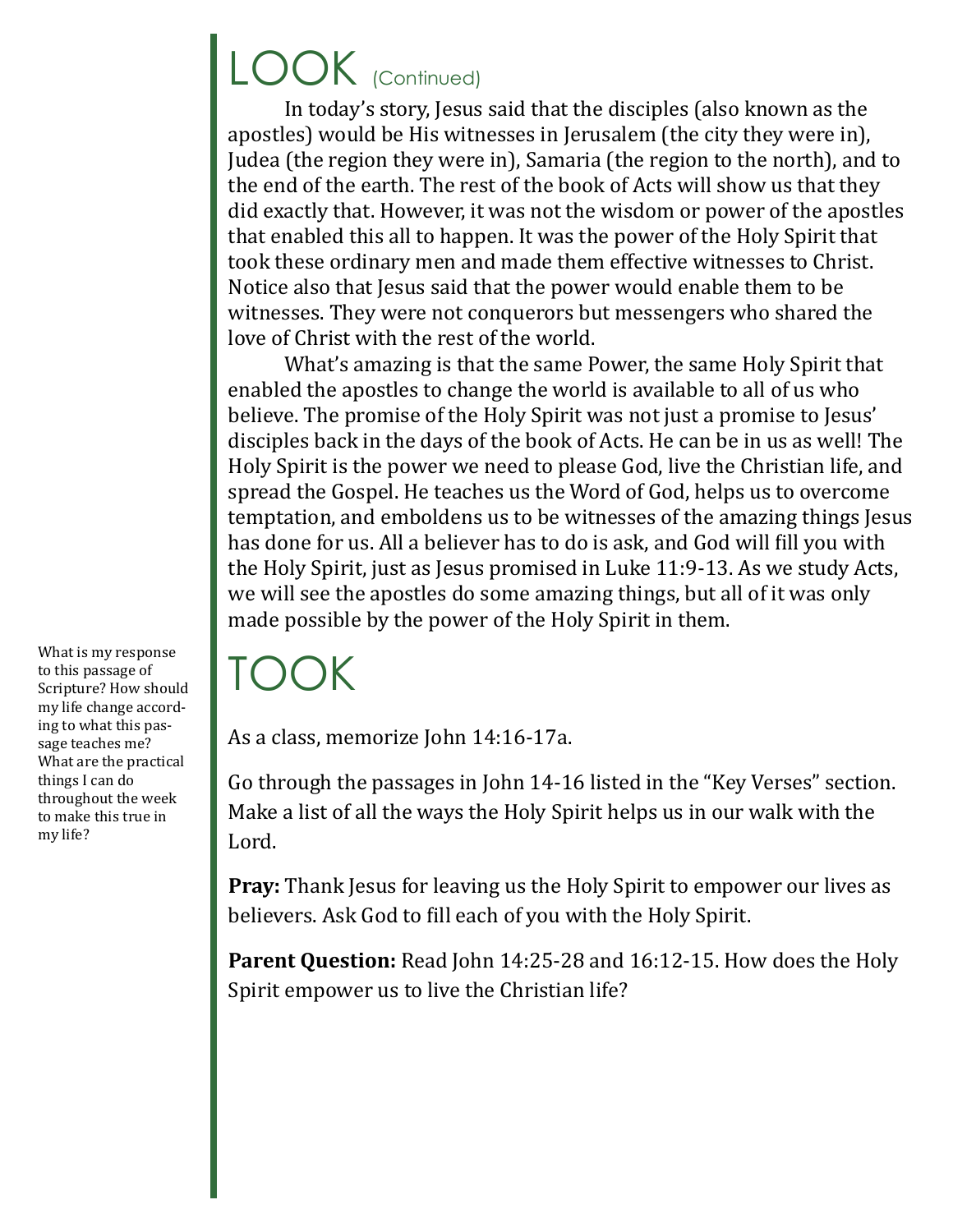# LOOK (Continued)

In today's story, Jesus said that the disciples (also known as the apostles) would be His witnesses in Jerusalem (the city they were in), Judea (the region they were in), Samaria (the region to the north), and to the end of the earth. The rest of the book of Acts will show us that they did exactly that. However, it was not the wisdom or power of the apostles that enabled this all to happen. It was the power of the Holy Spirit that took these ordinary men and made them effective witnesses to Christ. Notice also that Jesus said that the power would enable them to be witnesses. They were not conquerors but messengers who shared the love of Christ with the rest of the world.

What's amazing is that the same Power, the same Holy Spirit that enabled the apostles to change the world is available to all of us who believe. The promise of the Holy Spirit was not just a promise to Jesus' disciples back in the days of the book of Acts. He can be in us as well! The Holy Spirit is the power we need to please God, live the Christian life, and spread the Gospel. He teaches us the Word of God, helps us to overcome temptation, and emboldens us to be witnesses of the amazing things Jesus has done for us. All a believer has to do is ask, and God will fill you with the Holy Spirit, just as Jesus promised in Luke 11:9-13. As we study Acts, we will see the apostles do some amazing things, but all of it was only made possible by the power of the Holy Spirit in them.

# TOOK

What is my response to this passage of Scripture? How should my life change according to what this passage teaches me? What are the practical things I can do throughout the week to make this true in my life?

As a class, memorize John 14:16-17a.

Go through the passages in John 14-16 listed in the "Key Verses" section. Make a list of all the ways the Holy Spirit helps us in our walk with the Lord.

**Pray:** Thank Jesus for leaving us the Holy Spirit to empower our lives as believers. Ask God to fill each of you with the Holy Spirit.

**Parent Question:** Read John 14:25-28 and 16:12-15. How does the Holy Spirit empower us to live the Christian life?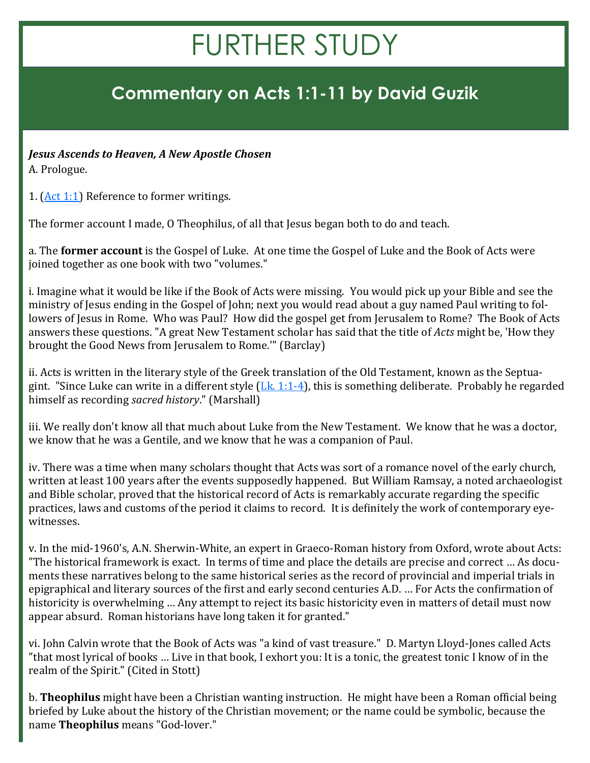# FURTHER STUDY

## Commentary on Acts 1:1-11 by David Guzik

***Jesus Ascends to Heaven, A New Apostle Chosen***

A. Prologue.

1. ([Act 1:1]) Reference to former writings.

The former account I made, O Theophilus, of all that Jesus began both to do and teach.

a. The **former account** is the Gospel of Luke. At one time the Gospel of Luke and the Book of Acts were joined together as one book with two "volumes."

i. Imagine what it would be like if the Book of Acts were missing. You would pick up your Bible and see the ministry of Jesus ending in the Gospel of John; next you would read about a guy named Paul writing to followers of Jesus in Rome. Who was Paul? How did the gospel get from Jerusalem to Rome? The Book of Acts answers these questions. "A great New Testament scholar has said that the title of *Acts* might be, 'How they brought the Good News from Jerusalem to Rome.'" (Barclay)

ii. Acts is written in the literary style of the Greek translation of the Old Testament, known as the Septuagint. "Since Luke can write in a different style ([Lk. 1:1-4]), this is something deliberate. Probably he regarded himself as recording *sacred history*." (Marshall)

iii. We really don't know all that much about Luke from the New Testament. We know that he was a doctor, we know that he was a Gentile, and we know that he was a companion of Paul.

iv. There was a time when many scholars thought that Acts was sort of a romance novel of the early church, written at least 100 years after the events supposedly happened. But William Ramsay, a noted archaeologist and Bible scholar, proved that the historical record of Acts is remarkably accurate regarding the specific practices, laws and customs of the period it claims to record. It is definitely the work of contemporary eyewitnesses.

v. In the mid-1960's, A.N. Sherwin-White, an expert in Graeco-Roman history from Oxford, wrote about Acts: "The historical framework is exact. In terms of time and place the details are precise and correct … As documents these narratives belong to the same historical series as the record of provincial and imperial trials in epigraphical and literary sources of the first and early second centuries A.D. … For Acts the confirmation of historicity is overwhelming … Any attempt to reject its basic historicity even in matters of detail must now appear absurd. Roman historians have long taken it for granted."

vi. John Calvin wrote that the Book of Acts was "a kind of vast treasure." D. Martyn Lloyd-Jones called Acts "that most lyrical of books … Live in that book, I exhort you: It is a tonic, the greatest tonic I know of in the realm of the Spirit." (Cited in Stott)

b. **Theophilus** might have been a Christian wanting instruction. He might have been a Roman official being briefed by Luke about the history of the Christian movement; or the name could be symbolic, because the name **Theophilus** means "God-lover."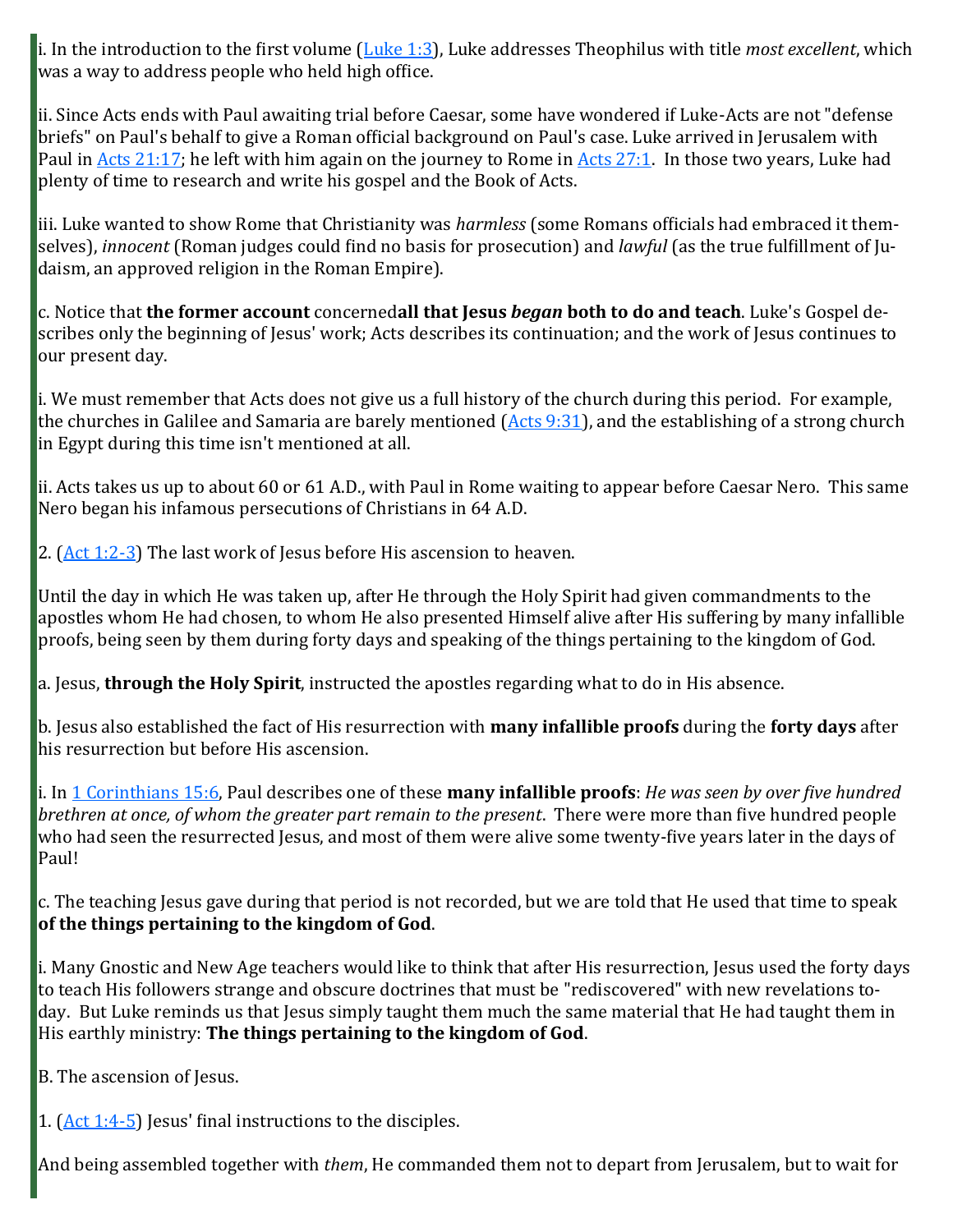i. In the introduction to the first volume ([Luke 1:3]), Luke addresses Theophilus with title *most excellent*, which was a way to address people who held high office.

ii. Since Acts ends with Paul awaiting trial before Caesar, some have wondered if Luke-Acts are not "defense briefs" on Paul's behalf to give a Roman official background on Paul's case. Luke arrived in Jerusalem with Paul in [Acts 21:17]; he left with him again on the journey to Rome in [Acts 27:1]. In those two years, Luke had plenty of time to research and write his gospel and the Book of Acts.

iii. Luke wanted to show Rome that Christianity was *harmless* (some Romans officials had embraced it themselves), *innocent* (Roman judges could find no basis for prosecution) and *lawful* (as the true fulfillment of Judaism, an approved religion in the Roman Empire).

c. Notice that **the former account** concerned**all that Jesus *began* both to do and teach**. Luke's Gospel describes only the beginning of Jesus' work; Acts describes its continuation; and the work of Jesus continues to our present day.

i. We must remember that Acts does not give us a full history of the church during this period. For example, the churches in Galilee and Samaria are barely mentioned ([Acts 9:31]), and the establishing of a strong church in Egypt during this time isn't mentioned at all.

ii. Acts takes us up to about 60 or 61 A.D., with Paul in Rome waiting to appear before Caesar Nero. This same Nero began his infamous persecutions of Christians in 64 A.D.

2. ([Act 1:2-3]) The last work of Jesus before His ascension to heaven.

Until the day in which He was taken up, after He through the Holy Spirit had given commandments to the apostles whom He had chosen, to whom He also presented Himself alive after His suffering by many infallible proofs, being seen by them during forty days and speaking of the things pertaining to the kingdom of God.

a. Jesus, **through the Holy Spirit**, instructed the apostles regarding what to do in His absence.

b. Jesus also established the fact of His resurrection with **many infallible proofs** during the **forty days** after his resurrection but before His ascension.

i. In [1 Corinthians 15:6], Paul describes one of these **many infallible proofs**: *He was seen by over five hundred brethren at once, of whom the greater part remain to the present*. There were more than five hundred people who had seen the resurrected Jesus, and most of them were alive some twenty-five years later in the days of Paul!

c. The teaching Jesus gave during that period is not recorded, but we are told that He used that time to speak **of the things pertaining to the kingdom of God**.

i. Many Gnostic and New Age teachers would like to think that after His resurrection, Jesus used the forty days to teach His followers strange and obscure doctrines that must be "rediscovered" with new revelations today. But Luke reminds us that Jesus simply taught them much the same material that He had taught them in His earthly ministry: **The things pertaining to the kingdom of God**.

B. The ascension of Jesus.

1. ([Act 1:4-5]) Jesus' final instructions to the disciples.

And being assembled together with *them*, He commanded them not to depart from Jerusalem, but to wait for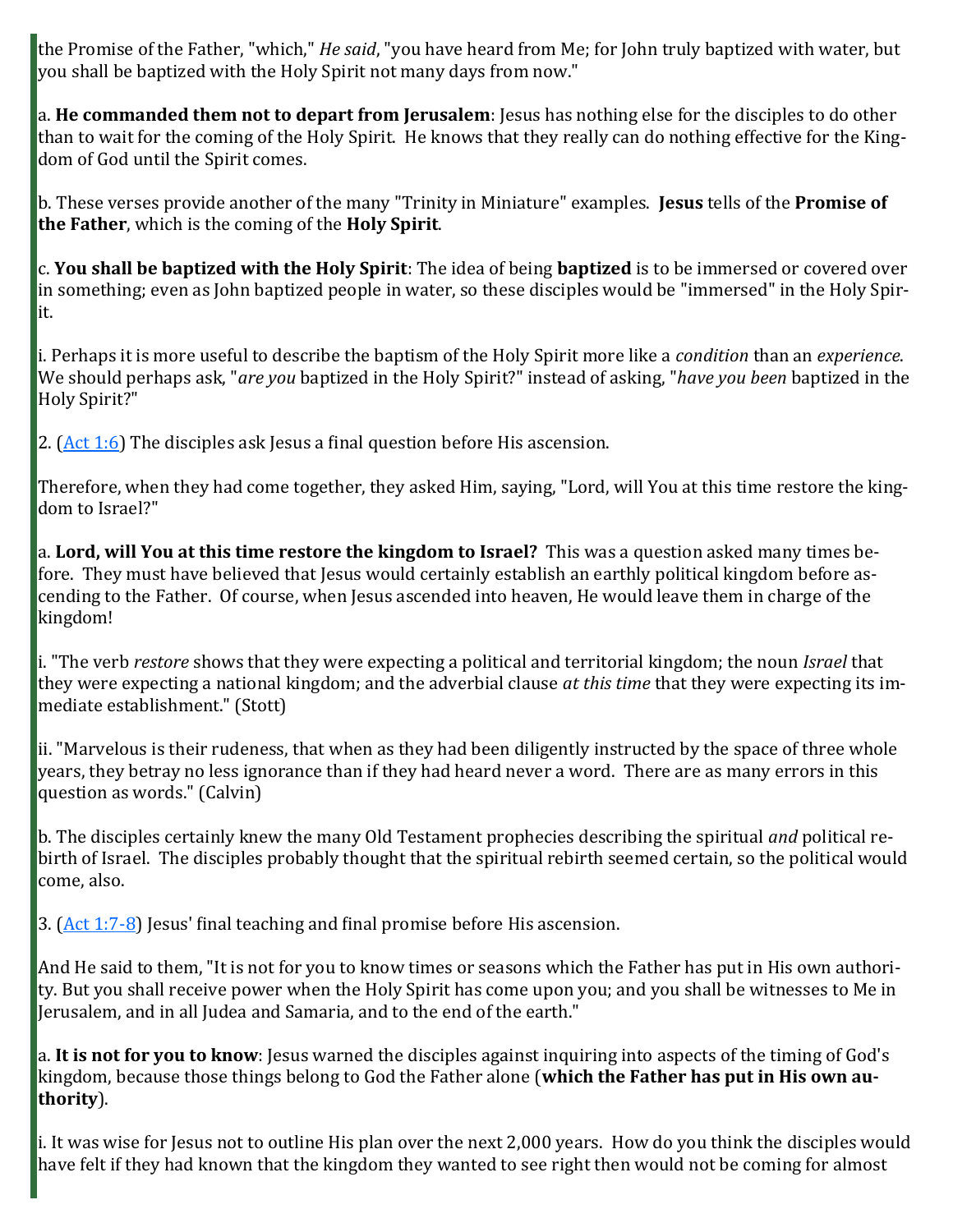the Promise of the Father, "which," *He said*, "you have heard from Me; for John truly baptized with water, but you shall be baptized with the Holy Spirit not many days from now."

a. **He commanded them not to depart from Jerusalem**: Jesus has nothing else for the disciples to do other than to wait for the coming of the Holy Spirit. He knows that they really can do nothing effective for the Kingdom of God until the Spirit comes.

b. These verses provide another of the many "Trinity in Miniature" examples. **Jesus** tells of the **Promise of the Father**, which is the coming of the **Holy Spirit**.

c. **You shall be baptized with the Holy Spirit**: The idea of being **baptized** is to be immersed or covered over in something; even as John baptized people in water, so these disciples would be "immersed" in the Holy Spirit.

i. Perhaps it is more useful to describe the baptism of the Holy Spirit more like a *condition* than an *experience*. We should perhaps ask, "*are you* baptized in the Holy Spirit?" instead of asking, "*have you been* baptized in the Holy Spirit?"

2. (Act 1:6) The disciples ask Jesus a final question before His ascension.

Therefore, when they had come together, they asked Him, saying, "Lord, will You at this time restore the kingdom to Israel?"

a. **Lord, will You at this time restore the kingdom to Israel?** This was a question asked many times before. They must have believed that Jesus would certainly establish an earthly political kingdom before ascending to the Father. Of course, when Jesus ascended into heaven, He would leave them in charge of the kingdom!

i. "The verb *restore* shows that they were expecting a political and territorial kingdom; the noun *Israel* that they were expecting a national kingdom; and the adverbial clause *at this time* that they were expecting its immediate establishment." (Stott)

ii. "Marvelous is their rudeness, that when as they had been diligently instructed by the space of three whole years, they betray no less ignorance than if they had heard never a word. There are as many errors in this question as words." (Calvin)

b. The disciples certainly knew the many Old Testament prophecies describing the spiritual *and* political rebirth of Israel. The disciples probably thought that the spiritual rebirth seemed certain, so the political would come, also.

3. (Act 1:7-8) Jesus' final teaching and final promise before His ascension.

And He said to them, "It is not for you to know times or seasons which the Father has put in His own authority. But you shall receive power when the Holy Spirit has come upon you; and you shall be witnesses to Me in Jerusalem, and in all Judea and Samaria, and to the end of the earth."

a. **It is not for you to know**: Jesus warned the disciples against inquiring into aspects of the timing of God's kingdom, because those things belong to God the Father alone (**which the Father has put in His own authority**).

i. It was wise for Jesus not to outline His plan over the next 2,000 years. How do you think the disciples would have felt if they had known that the kingdom they wanted to see right then would not be coming for almost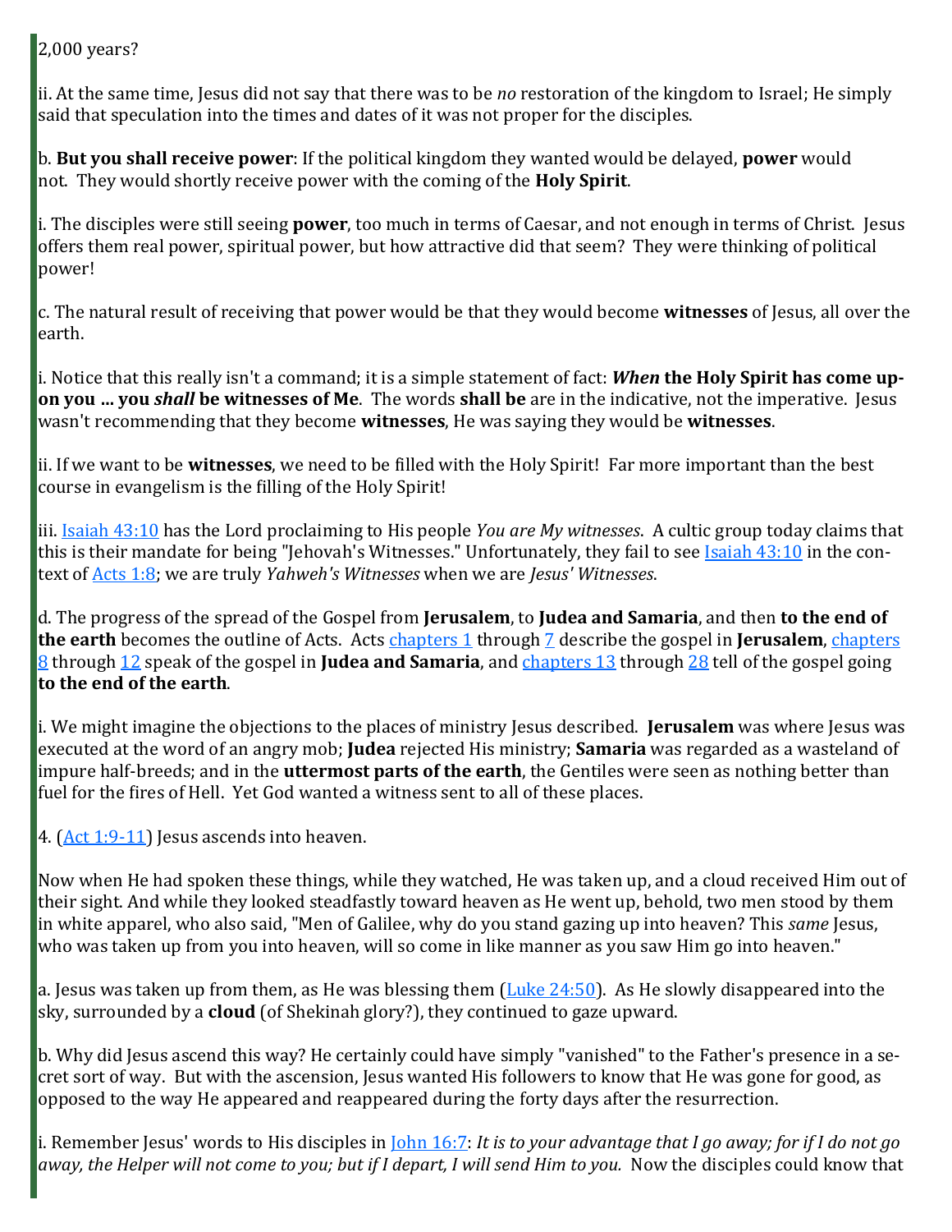2,000 years?

ii. At the same time, Jesus did not say that there was to be *no* restoration of the kingdom to Israel; He simply said that speculation into the times and dates of it was not proper for the disciples.

b. **But you shall receive power**: If the political kingdom they wanted would be delayed, **power** would not. They would shortly receive power with the coming of the **Holy Spirit**.

i. The disciples were still seeing **power**, too much in terms of Caesar, and not enough in terms of Christ. Jesus offers them real power, spiritual power, but how attractive did that seem? They were thinking of political power!

c. The natural result of receiving that power would be that they would become **witnesses** of Jesus, all over the earth.

i. Notice that this really isn't a command; it is a simple statement of fact: ***When* the Holy Spirit has come upon you ... you *shall* be witnesses of Me**. The words **shall be** are in the indicative, not the imperative. Jesus wasn't recommending that they become **witnesses**, He was saying they would be **witnesses**.

ii. If we want to be **witnesses**, we need to be filled with the Holy Spirit! Far more important than the best course in evangelism is the filling of the Holy Spirit!

iii. [Isaiah 43:10](#) has the Lord proclaiming to His people *You are My witnesses*. A cultic group today claims that this is their mandate for being "Jehovah's Witnesses." Unfortunately, they fail to see [Isaiah 43:10](#) in the context of [Acts 1:8](#); we are truly *Yahweh's Witnesses* when we are *Jesus' Witnesses*.

d. The progress of the spread of the Gospel from **Jerusalem**, to **Judea and Samaria**, and then **to the end of the earth** becomes the outline of Acts. Acts [chapters 1](#) through [7](#) describe the gospel in **Jerusalem**, [chapters 8](#) through [12](#) speak of the gospel in **Judea and Samaria**, and [chapters 13](#) through [28](#) tell of the gospel going **to the end of the earth**.

i. We might imagine the objections to the places of ministry Jesus described. **Jerusalem** was where Jesus was executed at the word of an angry mob; **Judea** rejected His ministry; **Samaria** was regarded as a wasteland of impure half-breeds; and in the **uttermost parts of the earth**, the Gentiles were seen as nothing better than fuel for the fires of Hell. Yet God wanted a witness sent to all of these places.

4. ([Act 1:9-11](#)) Jesus ascends into heaven.

Now when He had spoken these things, while they watched, He was taken up, and a cloud received Him out of their sight. And while they looked steadfastly toward heaven as He went up, behold, two men stood by them in white apparel, who also said, "Men of Galilee, why do you stand gazing up into heaven? This *same* Jesus, who was taken up from you into heaven, will so come in like manner as you saw Him go into heaven."

a. Jesus was taken up from them, as He was blessing them ([Luke 24:50](#)). As He slowly disappeared into the sky, surrounded by a **cloud** (of Shekinah glory?), they continued to gaze upward.

b. Why did Jesus ascend this way? He certainly could have simply "vanished" to the Father's presence in a secret sort of way. But with the ascension, Jesus wanted His followers to know that He was gone for good, as opposed to the way He appeared and reappeared during the forty days after the resurrection.

i. Remember Jesus' words to His disciples in [John 16:7](#): *It is to your advantage that I go away; for if I do not go away, the Helper will not come to you; but if I depart, I will send Him to you.* Now the disciples could know that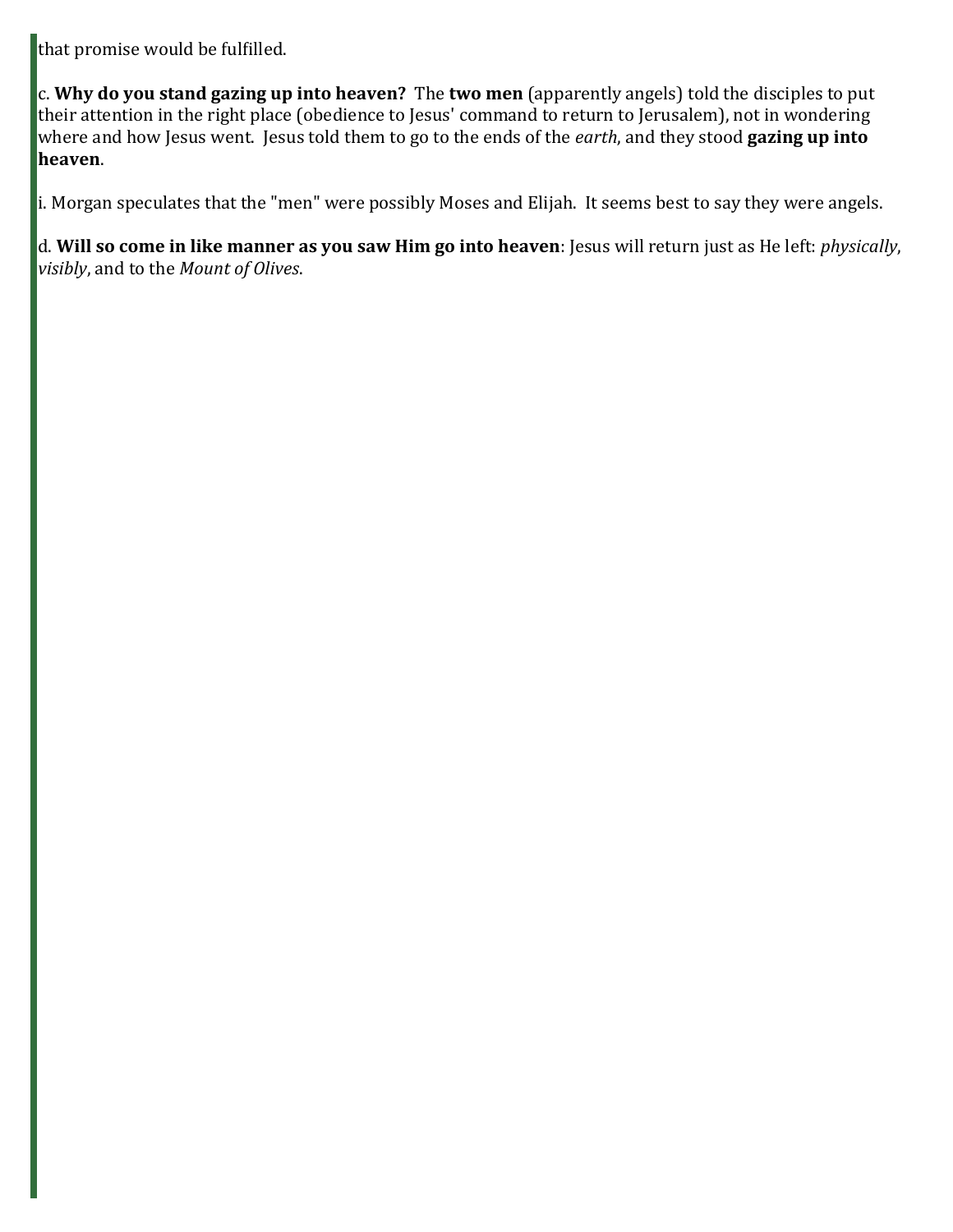that promise would be fulfilled.

c. **Why do you stand gazing up into heaven?** The **two men** (apparently angels) told the disciples to put their attention in the right place (obedience to Jesus' command to return to Jerusalem), not in wondering where and how Jesus went. Jesus told them to go to the ends of the *earth*, and they stood **gazing up into heaven**.

i. Morgan speculates that the "men" were possibly Moses and Elijah. It seems best to say they were angels.

d. **Will so come in like manner as you saw Him go into heaven**: Jesus will return just as He left: *physically*, *visibly*, and to the *Mount of Olives*.